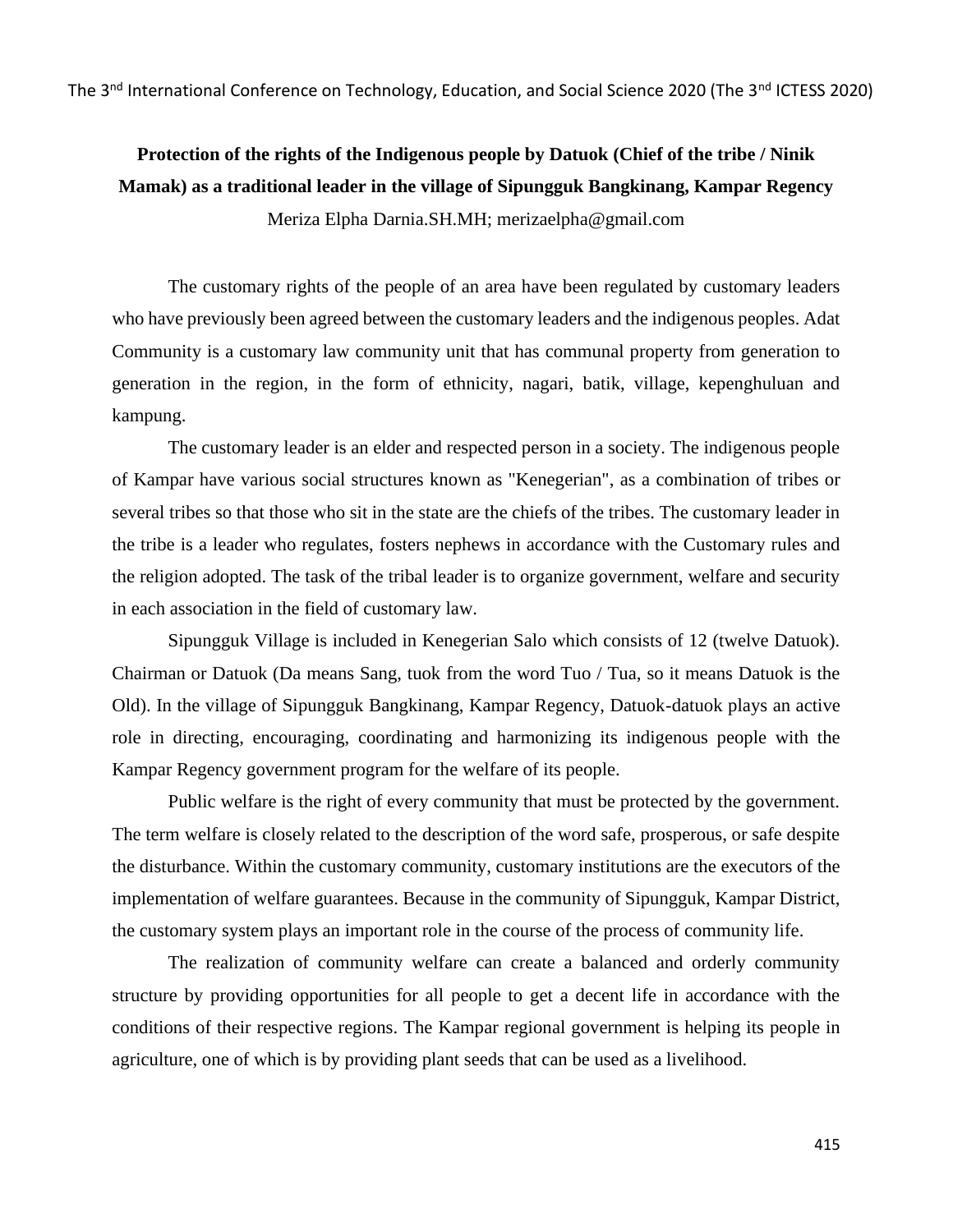# Protection of the rights of the Indigenous people by Datuok (Chief of the tribe / Ninik Mamak) as a traditional leader in the village of Sipungguk Bangkinang, Kampar Regency

Meriza Elpha Darnia.SH.MH; merizaelpha@gmail.com

The customary rights of the people of an area have been regulated by customary leaders who have previously been agreed between the customary leaders and the indigenous peoples. Adat Community is a customary law community unit that has communal property from generation to generation in the region, in the form of ethnicity, nagari, batik, village, kepenghuluan and kampung.

The customary leader is an elder and respected person in a society. The indigenous people of Kampar have various social structures known as "Kenegerian", as a combination of tribes or several tribes so that those who sit in the state are the chiefs of the tribes. The customary leader in the tribe is a leader who regulates, fosters nephews in accordance with the Customary rules and the religion adopted. The task of the tribal leader is to organize government, welfare and security in each association in the field of customary law.

Sipungguk Village is included in Kenegerian Salo which consists of 12 (twelve Datuok). Chairman or Datuok (Da means Sang, tuok from the word Tuo / Tua, so it means Datuok is the Old). In the village of Sipungguk Bangkinang, Kampar Regency, Datuok-datuok plays an active role in directing, encouraging, coordinating and harmonizing its indigenous people with the Kampar Regency government program for the welfare of its people.

Public welfare is the right of every community that must be protected by the government. The term welfare is closely related to the description of the word safe, prosperous, or safe despite the disturbance. Within the customary community, customary institutions are the executors of the implementation of welfare guarantees. Because in the community of Sipungguk, Kampar District, the customary system plays an important role in the course of the process of community life.

The realization of community welfare can create a balanced and orderly community structure by providing opportunities for all people to get a decent life in accordance with the conditions of their respective regions. The Kampar regional government is helping its people in agriculture, one of which is by providing plant seeds that can be used as a livelihood.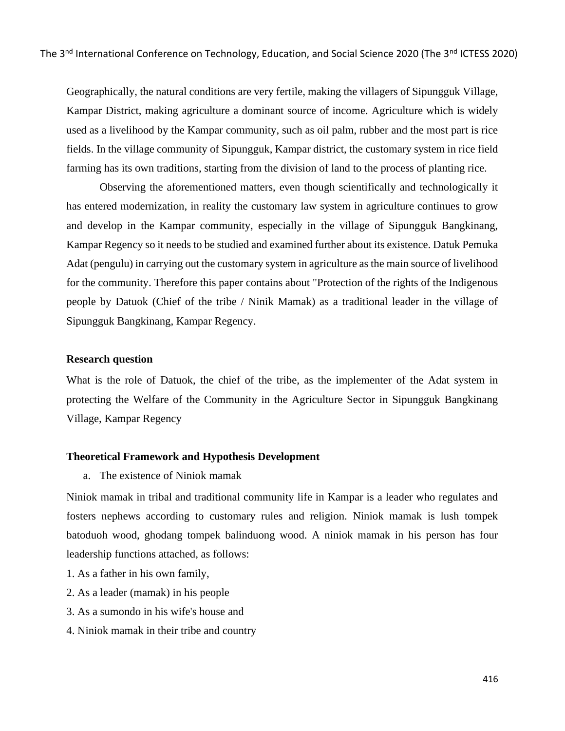Geographically, the natural conditions are very fertile, making the villagers of Sipungguk Village, Kampar District, making agriculture a dominant source of income. Agriculture which is widely used as a livelihood by the Kampar community, such as oil palm, rubber and the most part is rice fields. In the village community of Sipungguk, Kampar district, the customary system in rice field farming has its own traditions, starting from the division of land to the process of planting rice.

Observing the aforementioned matters, even though scientifically and technologically it has entered modernization, in reality the customary law system in agriculture continues to grow and develop in the Kampar community, especially in the village of Sipungguk Bangkinang, Kampar Regency so it needs to be studied and examined further about its existence. Datuk Pemuka Adat (pengulu) in carrying out the customary system in agriculture as the main source of livelihood for the community. Therefore this paper contains about "Protection of the rights of the Indigenous people by Datuok (Chief of the tribe / Ninik Mamak) as a traditional leader in the village of Sipungguk Bangkinang, Kampar Regency.

### Research question

What is the role of Datuok, the chief of the tribe, as the implementer of the Adat system in protecting the Welfare of the Community in the Agriculture Sector in Sipungguk Bangkinang Village, Kampar Regency

### Theoretical Framework and Hypothesis Development

a. The existence of Niniok mamak

Niniok mamak in tribal and traditional community life in Kampar is a leader who regulates and fosters nephews according to customary rules and religion. Niniok mamak is lush tompek batoduoh wood, ghodang tompek balinduong wood. A niniok mamak in his person has four leadership functions attached, as follows:

1. As a father in his own family,
2. As a leader (mamak) in his people
3. As a sumondo in his wife's house and
4. Niniok mamak in their tribe and country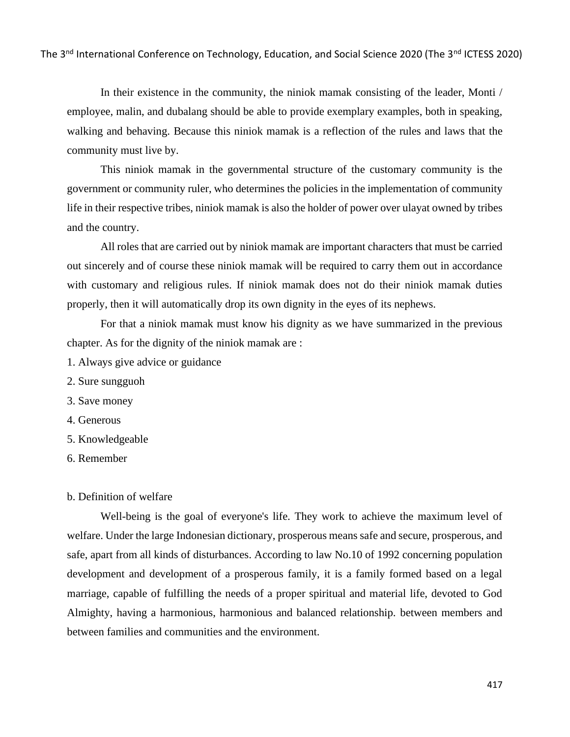In their existence in the community, the niniok mamak consisting of the leader, Monti / employee, malin, and dubalang should be able to provide exemplary examples, both in speaking, walking and behaving. Because this niniok mamak is a reflection of the rules and laws that the community must live by.

This niniok mamak in the governmental structure of the customary community is the government or community ruler, who determines the policies in the implementation of community life in their respective tribes, niniok mamak is also the holder of power over ulayat owned by tribes and the country.

All roles that are carried out by niniok mamak are important characters that must be carried out sincerely and of course these niniok mamak will be required to carry them out in accordance with customary and religious rules. If niniok mamak does not do their niniok mamak duties properly, then it will automatically drop its own dignity in the eyes of its nephews.

For that a niniok mamak must know his dignity as we have summarized in the previous chapter. As for the dignity of the niniok mamak are :

1. Always give advice or guidance
2. Sure sungguoh
3. Save money
4. Generous
5. Knowledgeable
6. Remember

b. Definition of welfare

Well-being is the goal of everyone's life. They work to achieve the maximum level of welfare. Under the large Indonesian dictionary, prosperous means safe and secure, prosperous, and safe, apart from all kinds of disturbances. According to law No.10 of 1992 concerning population development and development of a prosperous family, it is a family formed based on a legal marriage, capable of fulfilling the needs of a proper spiritual and material life, devoted to God Almighty, having a harmonious, harmonious and balanced relationship. between members and between families and communities and the environment.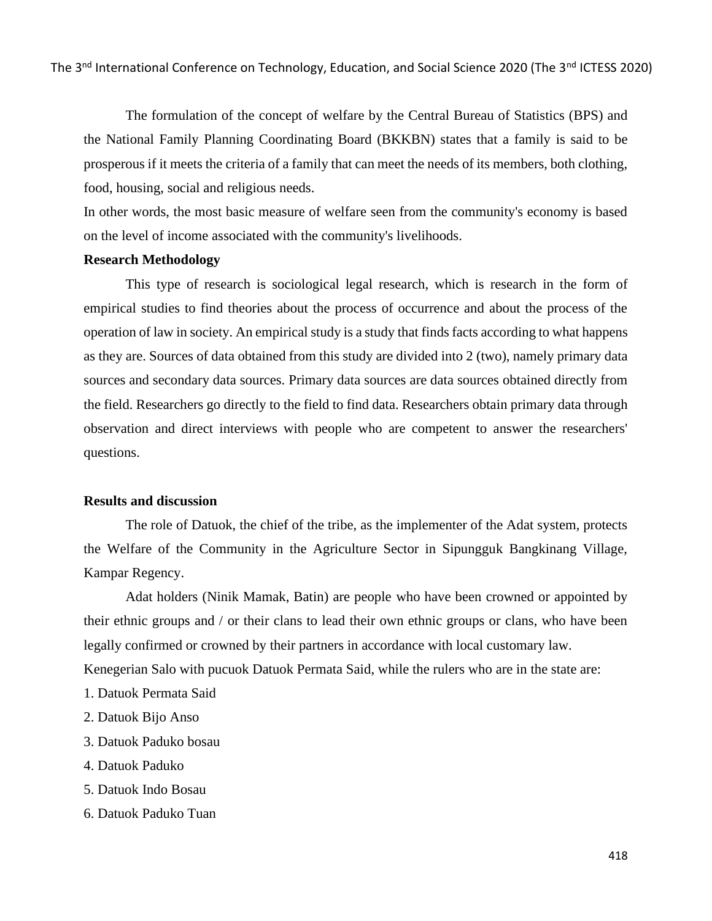The formulation of the concept of welfare by the Central Bureau of Statistics (BPS) and the National Family Planning Coordinating Board (BKKBN) states that a family is said to be prosperous if it meets the criteria of a family that can meet the needs of its members, both clothing, food, housing, social and religious needs.

In other words, the most basic measure of welfare seen from the community's economy is based on the level of income associated with the community's livelihoods.

**Research Methodology**

This type of research is sociological legal research, which is research in the form of empirical studies to find theories about the process of occurrence and about the process of the operation of law in society. An empirical study is a study that finds facts according to what happens as they are. Sources of data obtained from this study are divided into 2 (two), namely primary data sources and secondary data sources. Primary data sources are data sources obtained directly from the field. Researchers go directly to the field to find data. Researchers obtain primary data through observation and direct interviews with people who are competent to answer the researchers' questions.

**Results and discussion**

The role of Datuok, the chief of the tribe, as the implementer of the Adat system, protects the Welfare of the Community in the Agriculture Sector in Sipungguk Bangkinang Village, Kampar Regency.

Adat holders (Ninik Mamak, Batin) are people who have been crowned or appointed by their ethnic groups and / or their clans to lead their own ethnic groups or clans, who have been legally confirmed or crowned by their partners in accordance with local customary law.

Kenegerian Salo with pucuok Datuok Permata Said, while the rulers who are in the state are:

1. Datuok Permata Said
2. Datuok Bijo Anso
3. Datuok Paduko bosau
4. Datuok Paduko
5. Datuok Indo Bosau
6. Datuok Paduko Tuan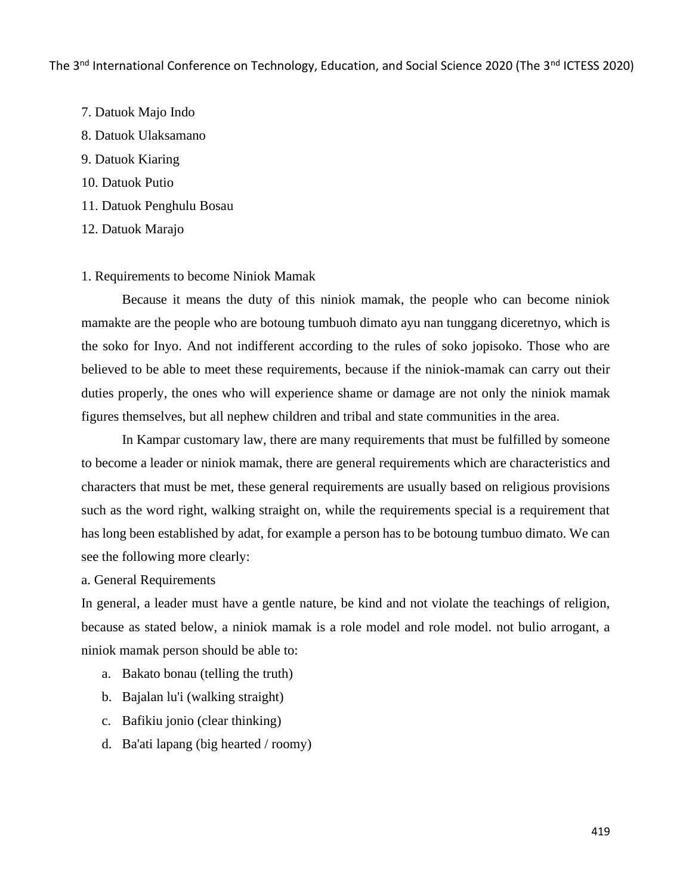7. Datuok Majo Indo
8. Datuok Ulaksamano
9. Datuok Kiaring
10. Datuok Putio
11. Datuok Penghulu Bosau
12. Datuok Marajo

1. Requirements to become Niniok Mamak

Because it means the duty of this niniok mamak, the people who can become niniok mamakte are the people who are botoung tumbuoh dimato ayu nan tunggang diceretnyo, which is the soko for Inyo. And not indifferent according to the rules of soko jopisoko. Those who are believed to be able to meet these requirements, because if the niniok-mamak can carry out their duties properly, the ones who will experience shame or damage are not only the niniok mamak figures themselves, but all nephew children and tribal and state communities in the area.

In Kampar customary law, there are many requirements that must be fulfilled by someone to become a leader or niniok mamak, there are general requirements which are characteristics and characters that must be met, these general requirements are usually based on religious provisions such as the word right, walking straight on, while the requirements special is a requirement that has long been established by adat, for example a person has to be botoung tumbuo dimato. We can see the following more clearly:

a. General Requirements

In general, a leader must have a gentle nature, be kind and not violate the teachings of religion, because as stated below, a niniok mamak is a role model and role model. not bulio arrogant, a niniok mamak person should be able to:

a. Bakato bonau (telling the truth)
b. Bajalan lu'i (walking straight)
c. Bafikiu jonio (clear thinking)
d. Ba'ati lapang (big hearted / roomy)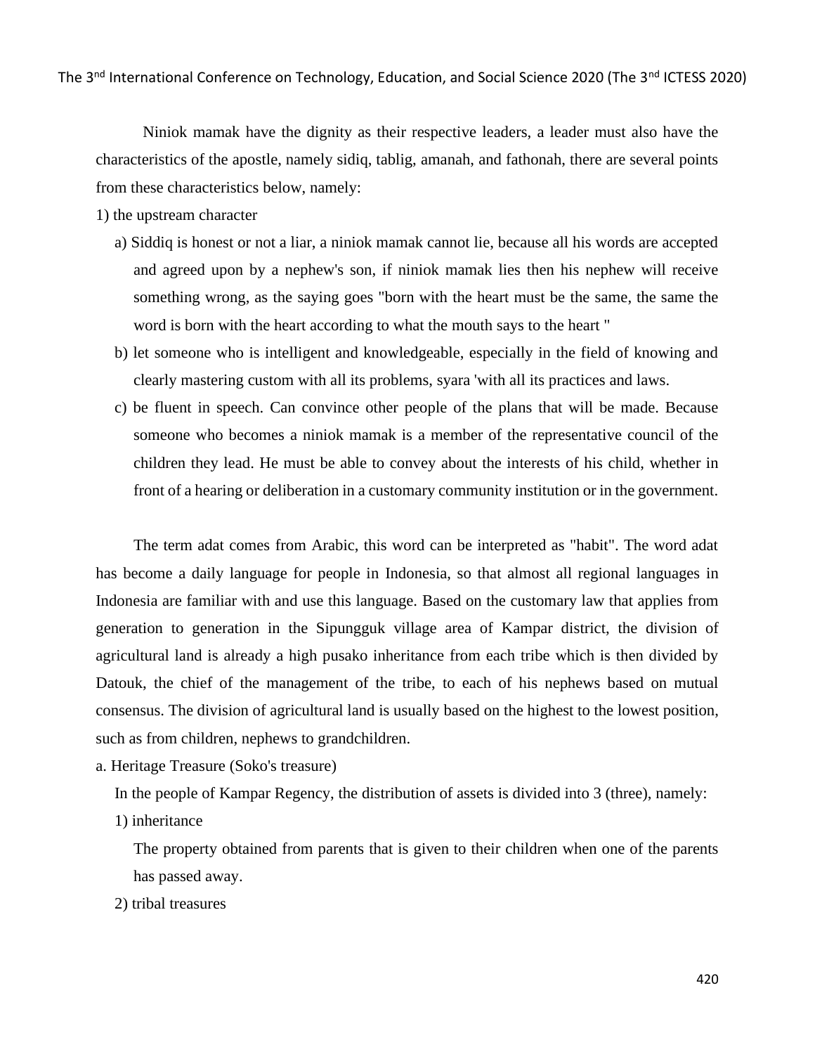Niniok mamak have the dignity as their respective leaders, a leader must also have the characteristics of the apostle, namely sidiq, tablig, amanah, and fathonah, there are several points from these characteristics below, namely:

1) the upstream character

a) Siddiq is honest or not a liar, a niniok mamak cannot lie, because all his words are accepted and agreed upon by a nephew's son, if niniok mamak lies then his nephew will receive something wrong, as the saying goes "born with the heart must be the same, the same the word is born with the heart according to what the mouth says to the heart "

b) let someone who is intelligent and knowledgeable, especially in the field of knowing and clearly mastering custom with all its problems, syara 'with all its practices and laws.

c) be fluent in speech. Can convince other people of the plans that will be made. Because someone who becomes a niniok mamak is a member of the representative council of the children they lead. He must be able to convey about the interests of his child, whether in front of a hearing or deliberation in a customary community institution or in the government.

The term adat comes from Arabic, this word can be interpreted as "habit". The word adat has become a daily language for people in Indonesia, so that almost all regional languages in Indonesia are familiar with and use this language. Based on the customary law that applies from generation to generation in the Sipungguk village area of Kampar district, the division of agricultural land is already a high pusako inheritance from each tribe which is then divided by Datouk, the chief of the management of the tribe, to each of his nephews based on mutual consensus. The division of agricultural land is usually based on the highest to the lowest position, such as from children, nephews to grandchildren.

a. Heritage Treasure (Soko's treasure)

In the people of Kampar Regency, the distribution of assets is divided into 3 (three), namely:

1) inheritance

The property obtained from parents that is given to their children when one of the parents has passed away.

2) tribal treasures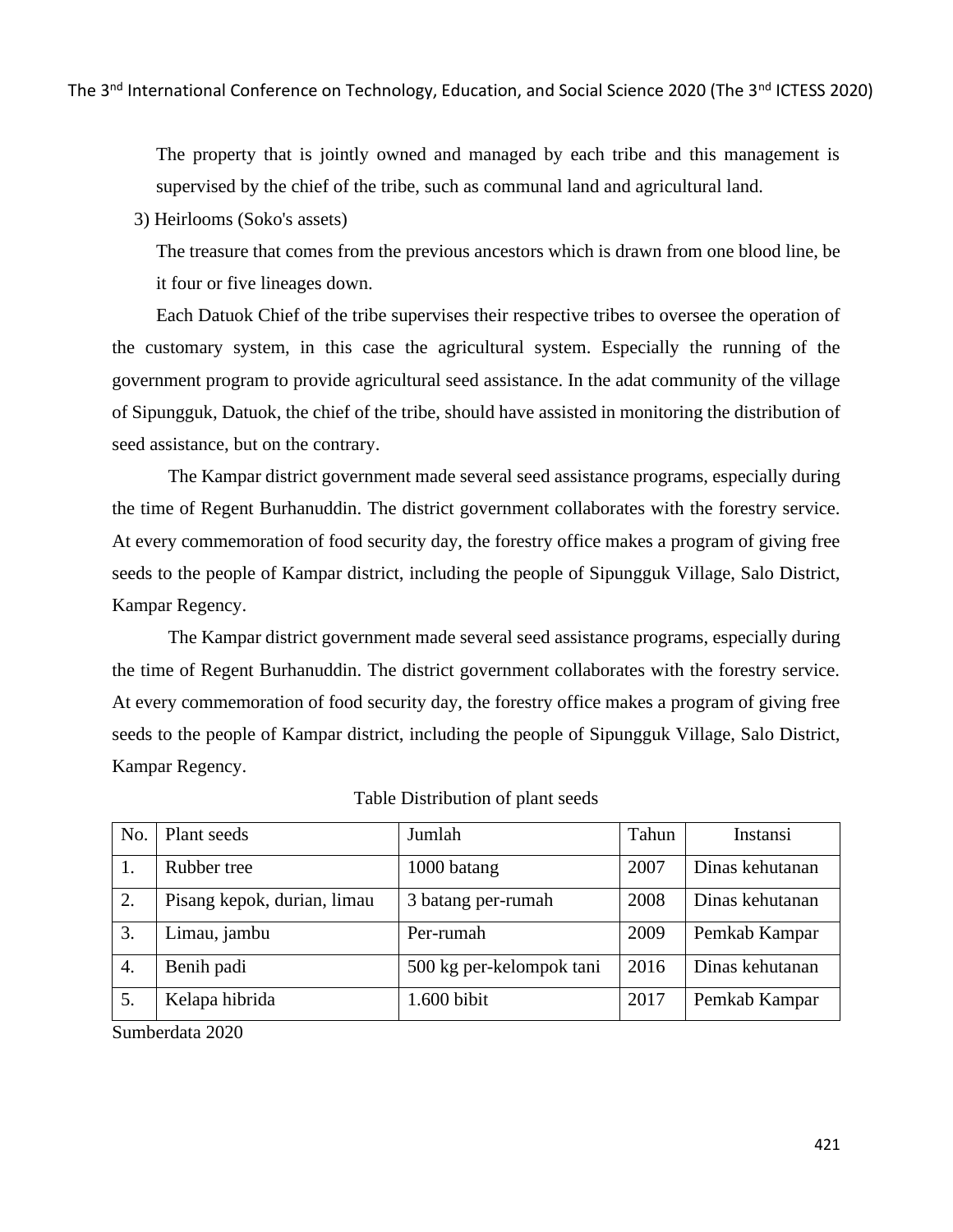The property that is jointly owned and managed by each tribe and this management is supervised by the chief of the tribe, such as communal land and agricultural land.

3) Heirlooms (Soko's assets)

The treasure that comes from the previous ancestors which is drawn from one blood line, be it four or five lineages down.

Each Datuok Chief of the tribe supervises their respective tribes to oversee the operation of the customary system, in this case the agricultural system. Especially the running of the government program to provide agricultural seed assistance. In the adat community of the village of Sipungguk, Datuok, the chief of the tribe, should have assisted in monitoring the distribution of seed assistance, but on the contrary.

The Kampar district government made several seed assistance programs, especially during the time of Regent Burhanuddin. The district government collaborates with the forestry service. At every commemoration of food security day, the forestry office makes a program of giving free seeds to the people of Kampar district, including the people of Sipungguk Village, Salo District, Kampar Regency.

The Kampar district government made several seed assistance programs, especially during the time of Regent Burhanuddin. The district government collaborates with the forestry service. At every commemoration of food security day, the forestry office makes a program of giving free seeds to the people of Kampar district, including the people of Sipungguk Village, Salo District, Kampar Regency.

Table Distribution of plant seeds

| No. | Plant seeds | Jumlah | Tahun | Instansi |
| --- | --- | --- | --- | --- |
| 1. | Rubber tree | 1000 batang | 2007 | Dinas kehutanan |
| 2. | Pisang kepok, durian, limau | 3 batang per-rumah | 2008 | Dinas kehutanan |
| 3. | Limau, jambu | Per-rumah | 2009 | Pemkab Kampar |
| 4. | Benih padi | 500 kg per-kelompok tani | 2016 | Dinas kehutanan |
| 5. | Kelapa hibrida | 1.600 bibit | 2017 | Pemkab Kampar |

Sumberdata 2020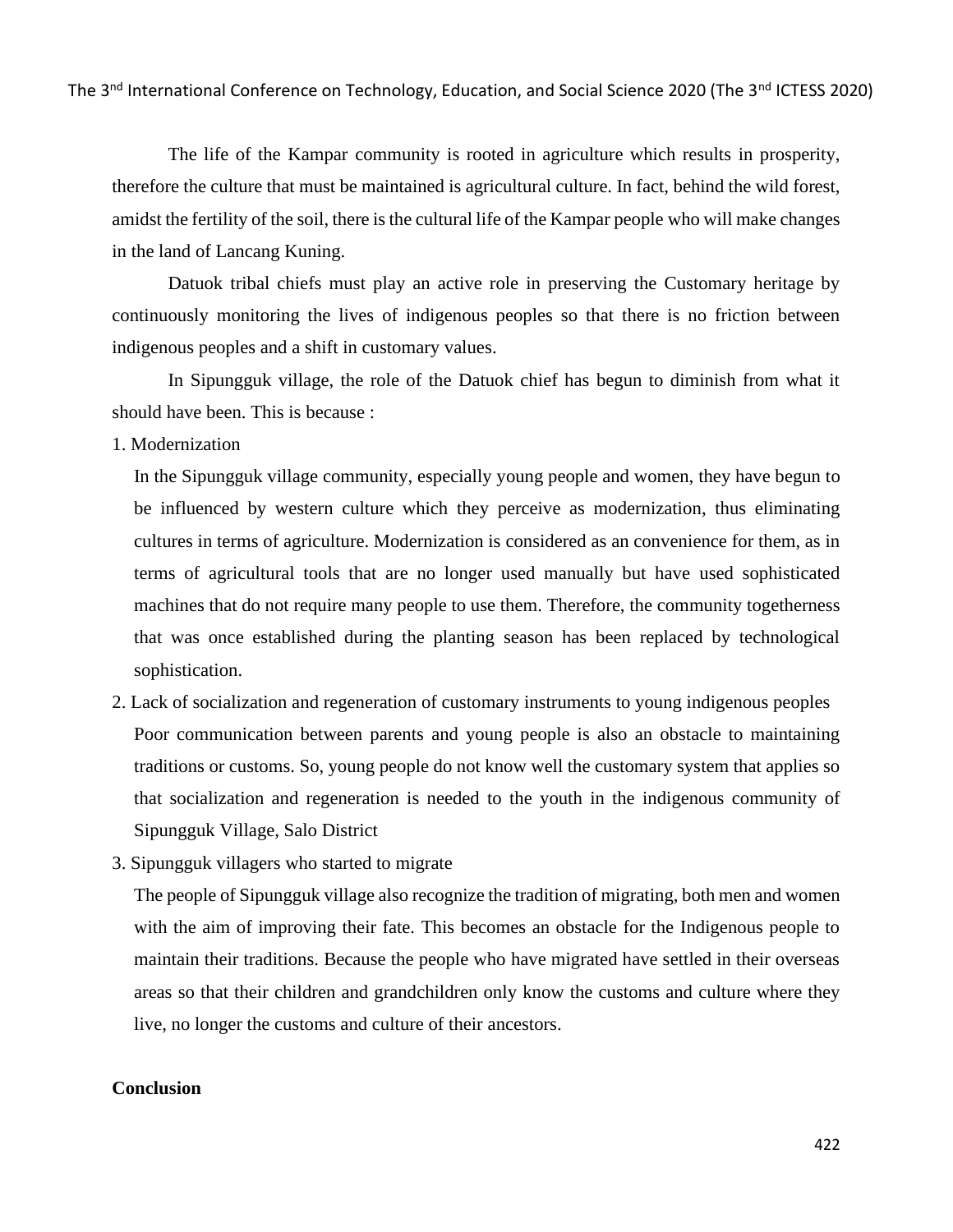The life of the Kampar community is rooted in agriculture which results in prosperity, therefore the culture that must be maintained is agricultural culture. In fact, behind the wild forest, amidst the fertility of the soil, there is the cultural life of the Kampar people who will make changes in the land of Lancang Kuning.

Datuok tribal chiefs must play an active role in preserving the Customary heritage by continuously monitoring the lives of indigenous peoples so that there is no friction between indigenous peoples and a shift in customary values.

In Sipungguk village, the role of the Datuok chief has begun to diminish from what it should have been. This is because :

1. Modernization

   In the Sipungguk village community, especially young people and women, they have begun to be influenced by western culture which they perceive as modernization, thus eliminating cultures in terms of agriculture. Modernization is considered as an convenience for them, as in terms of agricultural tools that are no longer used manually but have used sophisticated machines that do not require many people to use them. Therefore, the community togetherness that was once established during the planting season has been replaced by technological sophistication.

2. Lack of socialization and regeneration of customary instruments to young indigenous peoples

   Poor communication between parents and young people is also an obstacle to maintaining traditions or customs. So, young people do not know well the customary system that applies so that socialization and regeneration is needed to the youth in the indigenous community of Sipungguk Village, Salo District

3. Sipungguk villagers who started to migrate

   The people of Sipungguk village also recognize the tradition of migrating, both men and women with the aim of improving their fate. This becomes an obstacle for the Indigenous people to maintain their traditions. Because the people who have migrated have settled in their overseas areas so that their children and grandchildren only know the customs and culture where they live, no longer the customs and culture of their ancestors.

**Conclusion**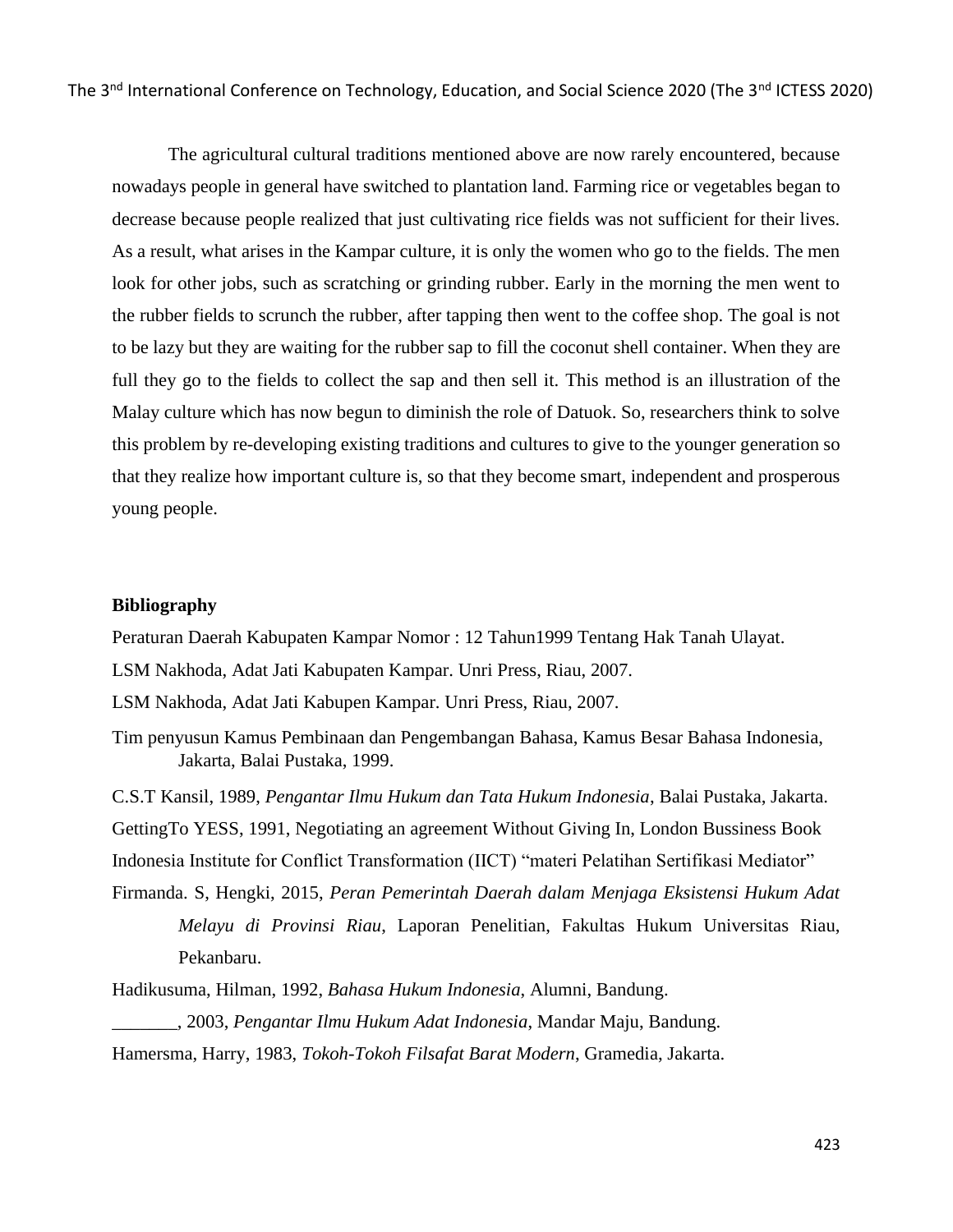The agricultural cultural traditions mentioned above are now rarely encountered, because nowadays people in general have switched to plantation land. Farming rice or vegetables began to decrease because people realized that just cultivating rice fields was not sufficient for their lives. As a result, what arises in the Kampar culture, it is only the women who go to the fields. The men look for other jobs, such as scratching or grinding rubber. Early in the morning the men went to the rubber fields to scrunch the rubber, after tapping then went to the coffee shop. The goal is not to be lazy but they are waiting for the rubber sap to fill the coconut shell container. When they are full they go to the fields to collect the sap and then sell it. This method is an illustration of the Malay culture which has now begun to diminish the role of Datuok. So, researchers think to solve this problem by re-developing existing traditions and cultures to give to the younger generation so that they realize how important culture is, so that they become smart, independent and prosperous young people.

**Bibliography**

Peraturan Daerah Kabupaten Kampar Nomor : 12 Tahun1999 Tentang Hak Tanah Ulayat.

LSM Nakhoda, Adat Jati Kabupaten Kampar. Unri Press, Riau, 2007.

LSM Nakhoda, Adat Jati Kabupen Kampar. Unri Press, Riau, 2007.

Tim penyusun Kamus Pembinaan dan Pengembangan Bahasa, Kamus Besar Bahasa Indonesia, Jakarta, Balai Pustaka, 1999.

C.S.T Kansil, 1989, *Pengantar Ilmu Hukum dan Tata Hukum Indonesia*, Balai Pustaka, Jakarta.

GettingTo YESS, 1991, Negotiating an agreement Without Giving In, London Bussiness Book

Indonesia Institute for Conflict Transformation (IICT) "materi Pelatihan Sertifikasi Mediator"

Firmanda. S, Hengki, 2015, *Peran Pemerintah Daerah dalam Menjaga Eksistensi Hukum Adat Melayu di Provinsi Riau*, Laporan Penelitian, Fakultas Hukum Universitas Riau, Pekanbaru.

Hadikusuma, Hilman, 1992, *Bahasa Hukum Indonesia*, Alumni, Bandung.

_______, 2003, *Pengantar Ilmu Hukum Adat Indonesia*, Mandar Maju, Bandung.

Hamersma, Harry, 1983, *Tokoh-Tokoh Filsafat Barat Modern*, Gramedia, Jakarta.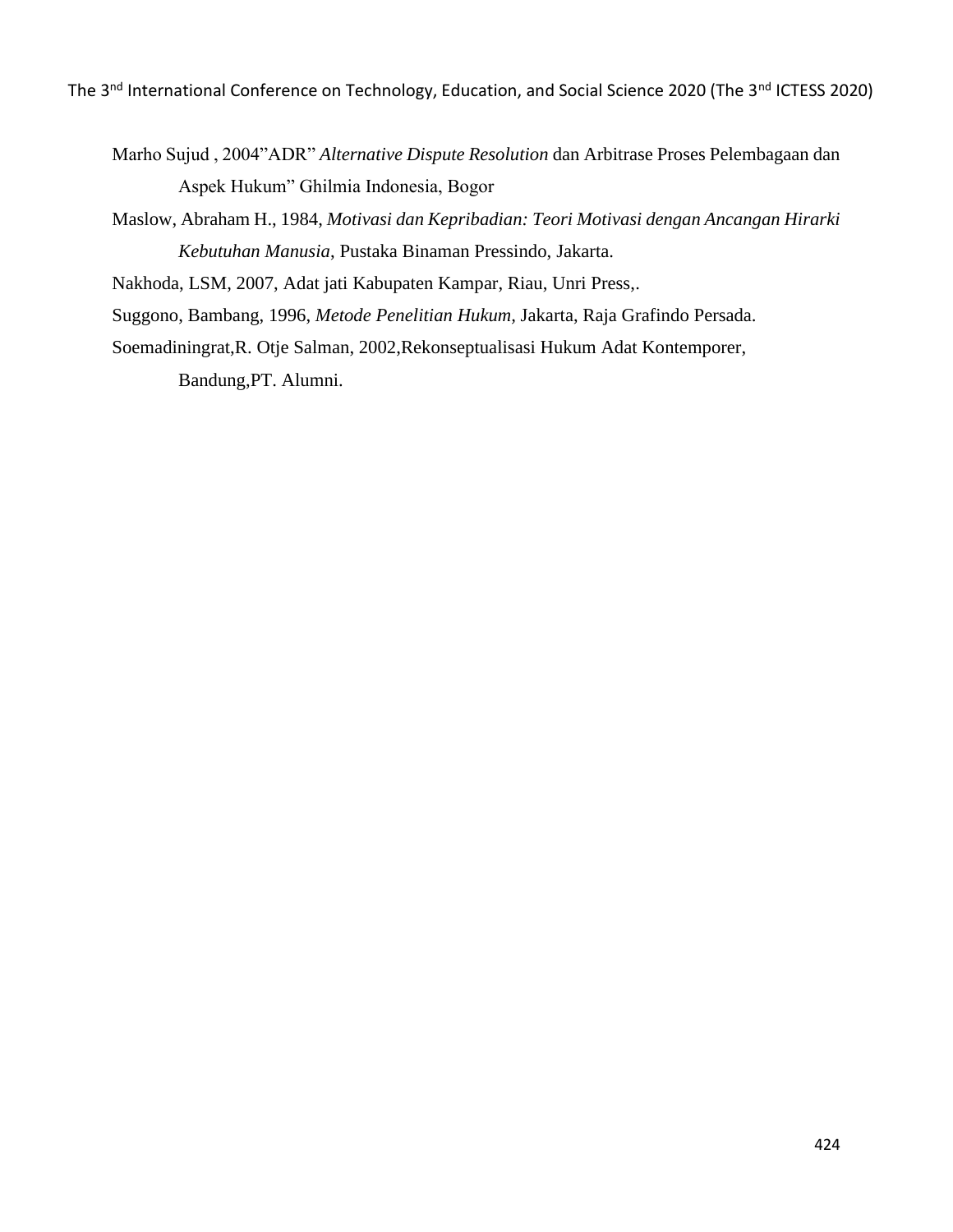Marho Sujud , 2004"ADR" *Alternative Dispute Resolution* dan Arbitrase Proses Pelembagaan dan Aspek Hukum" Ghilmia Indonesia, Bogor

Maslow, Abraham H., 1984, *Motivasi dan Kepribadian: Teori Motivasi dengan Ancangan Hirarki Kebutuhan Manusia*, Pustaka Binaman Pressindo, Jakarta.

Nakhoda, LSM, 2007, Adat jati Kabupaten Kampar, Riau, Unri Press,.

Suggono, Bambang, 1996, *Metode Penelitian Hukum*, Jakarta, Raja Grafindo Persada.

Soemadiningrat,R. Otje Salman, 2002,Rekonseptualisasi Hukum Adat Kontemporer, Bandung,PT. Alumni.